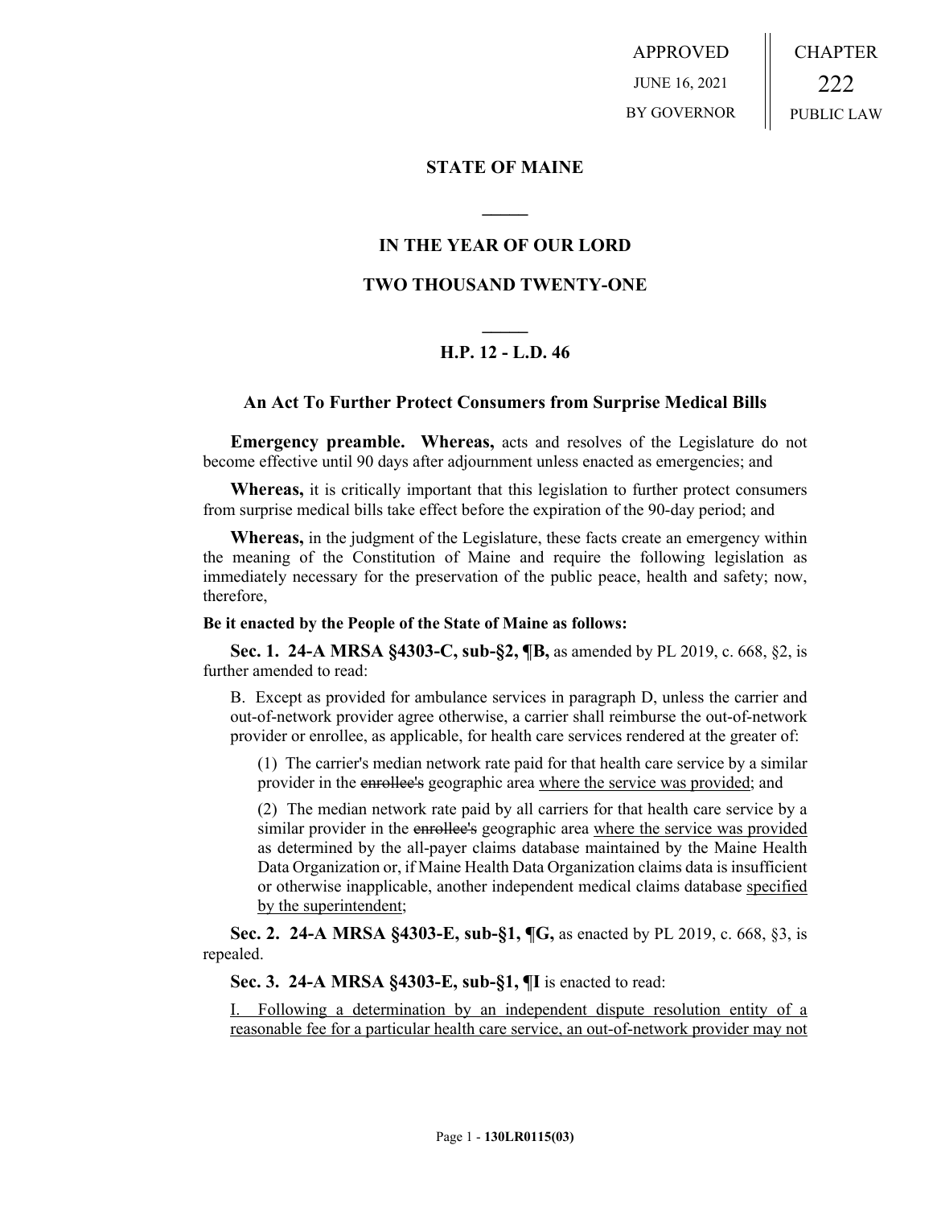APPROVED
JUNE 16, 2021
BY GOVERNOR

CHAPTER
222
PUBLIC LAW

## STATE OF MAINE

## IN THE YEAR OF OUR LORD

## TWO THOUSAND TWENTY-ONE

## H.P. 12 - L.D. 46

### An Act To Further Protect Consumers from Surprise Medical Bills

**Emergency preamble.** **Whereas,** acts and resolves of the Legislature do not become effective until 90 days after adjournment unless enacted as emergencies; and

**Whereas,** it is critically important that this legislation to further protect consumers from surprise medical bills take effect before the expiration of the 90-day period; and

**Whereas,** in the judgment of the Legislature, these facts create an emergency within the meaning of the Constitution of Maine and require the following legislation as immediately necessary for the preservation of the public peace, health and safety; now, therefore,

**Be it enacted by the People of the State of Maine as follows:**

**Sec. 1. 24-A MRSA §4303-C, sub-§2, ¶B,** as amended by PL 2019, c. 668, §2, is further amended to read:

B. Except as provided for ambulance services in paragraph D, unless the carrier and out-of-network provider agree otherwise, a carrier shall reimburse the out-of-network provider or enrollee, as applicable, for health care services rendered at the greater of:

(1) The carrier's median network rate paid for that health care service by a similar provider in the ~~enrollee's~~ geographic area <u>where the service was provided</u>; and

(2) The median network rate paid by all carriers for that health care service by a similar provider in the ~~enrollee's~~ geographic area <u>where the service was provided</u> as determined by the all-payer claims database maintained by the Maine Health Data Organization or, if Maine Health Data Organization claims data is insufficient or otherwise inapplicable, another independent medical claims database <u>specified by the superintendent</u>;

**Sec. 2. 24-A MRSA §4303-E, sub-§1, ¶G,** as enacted by PL 2019, c. 668, §3, is repealed.

**Sec. 3. 24-A MRSA §4303-E, sub-§1, ¶I** is enacted to read:

<u>I. Following a determination by an independent dispute resolution entity of a reasonable fee for a particular health care service, an out-of-network provider may not</u>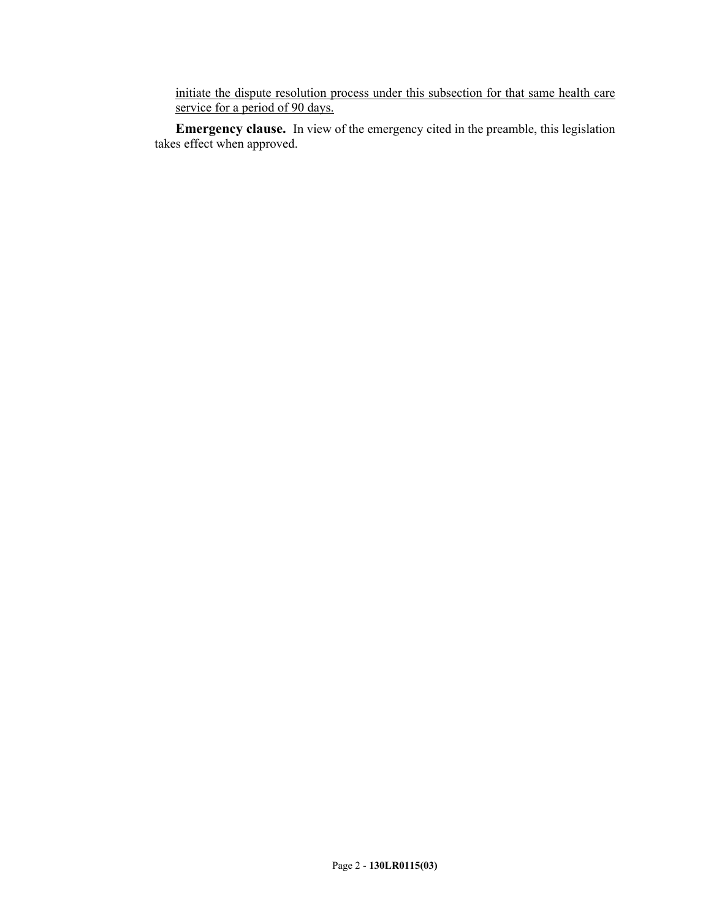initiate the dispute resolution process under this subsection for that same health care service for a period of 90 days.

**Emergency clause.** In view of the emergency cited in the preamble, this legislation takes effect when approved.